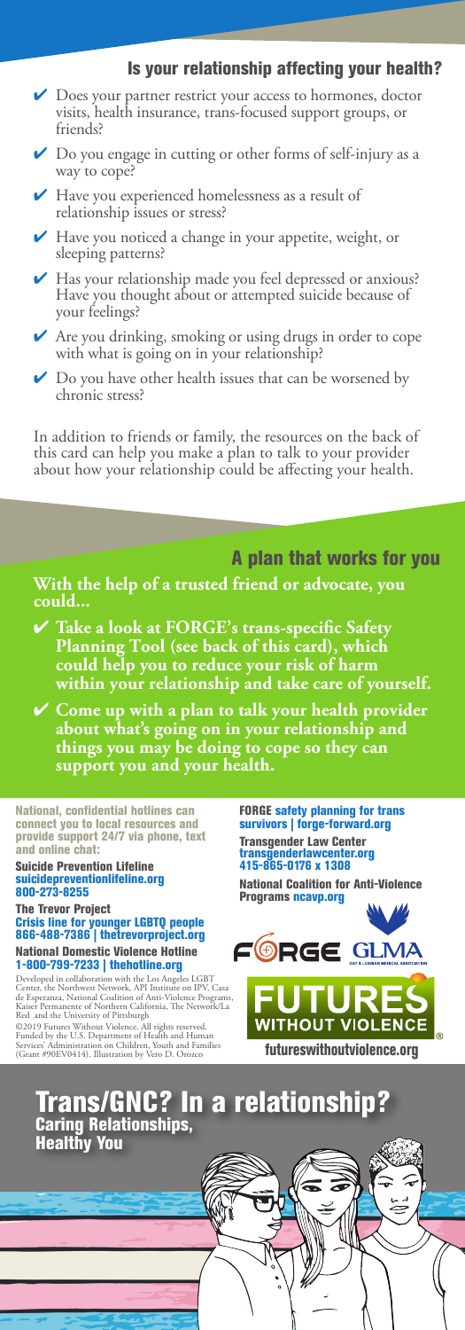## Is your relationship affecting your health?

- ✔ Does your partner restrict your access to hormones, doctor visits, health insurance, trans-focused support groups, or friends?
- ✔ Do you engage in cutting or other forms of self-injury as a way to cope?
- ✔ Have you experienced homelessness as a result of relationship issues or stress?
- ✔ Have you noticed a change in your appetite, weight, or sleeping patterns?
- ✔ Has your relationship made you feel depressed or anxious? Have you thought about or attempted suicide because of your feelings?
- ✔ Are you drinking, smoking or using drugs in order to cope with what is going on in your relationship?
- ✔ Do you have other health issues that can be worsened by chronic stress?

In addition to friends or family, the resources on the back of this card can help you make a plan to talk to your provider about how your relationship could be affecting your health.

## A plan that works for you

**With the help of a trusted friend or advocate, you could...**

- ✔ **Take a look at FORGE's trans-specific Safety Planning Tool (see back of this card), which could help you to reduce your risk of harm within your relationship and take care of yourself.**
- ✔ **Come up with a plan to talk your health provider about what's going on in your relationship and things you may be doing to cope so they can support you and your health.**

**National, confidential hotlines can connect you to local resources and provide support 24/7 via phone, text and online chat:**

**Suicide Prevention Lifeline**
suicidepreventionlifeline.org
800-273-8255

**The Trevor Project**
Crisis line for younger LGBTQ people
866-488-7386 | thetrevorproject.org

**National Domestic Violence Hotline**
1-800-799-7233 | thehotline.org

Developed in collaboration with the Los Angeles LGBT Center, the Northwest Network, API Institute on IPV, Casa de Esperanza, National Coalition of Anti-Violence Programs, Kaiser Permanente of Northern California, The Network/La Red and the University of Pittsburgh
©2019 Futures Without Violence. All rights reserved.
Funded by the U.S. Department of Health and Human Services' Administration on Children, Youth and Families (Grant #90EV0414). Illustration by Vero D. Orozco

**FORGE** safety planning for trans survivors | forge-forward.org

**Transgender Law Center**
transgenderlawcenter.org
415-865-0176 x 1308

**National Coalition for Anti-Violence Programs** ncavp.org

FORGE GLMA GAY & LESBIAN MEDICAL ASSOCIATION

FUTURES WITHOUT VIOLENCE®

futureswithoutviolence.org

# Trans/GNC? In a relationship?

### Caring Relationships, Healthy You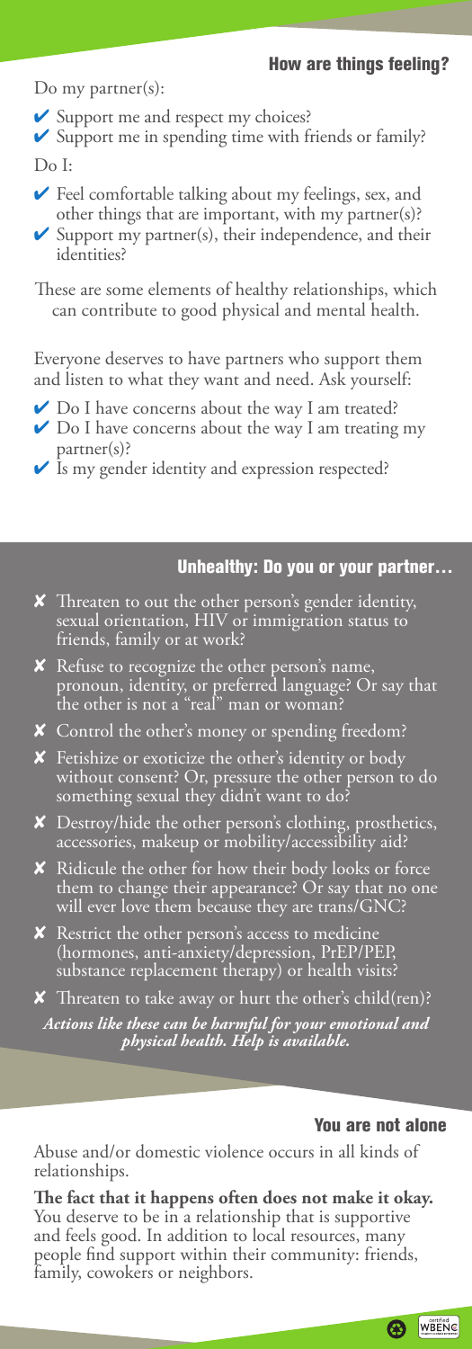## How are things feeling?

Do my partner(s):

- ✔ Support me and respect my choices?
- ✔ Support me in spending time with friends or family?

Do I:

- ✔ Feel comfortable talking about my feelings, sex, and other things that are important, with my partner(s)?
- ✔ Support my partner(s), their independence, and their identities?

These are some elements of healthy relationships, which can contribute to good physical and mental health.

Everyone deserves to have partners who support them and listen to what they want and need. Ask yourself:

- ✔ Do I have concerns about the way I am treated?
- ✔ Do I have concerns about the way I am treating my partner(s)?
- ✔ Is my gender identity and expression respected?

## Unhealthy: Do you or your partner…

- ✘ Threaten to out the other person's gender identity, sexual orientation, HIV or immigration status to friends, family or at work?
- ✘ Refuse to recognize the other person's name, pronoun, identity, or preferred language? Or say that the other is not a "real" man or woman?
- ✘ Control the other's money or spending freedom?
- ✘ Fetishize or exoticize the other's identity or body without consent? Or, pressure the other person to do something sexual they didn't want to do?
- ✘ Destroy/hide the other person's clothing, prosthetics, accessories, makeup or mobility/accessibility aid?
- ✘ Ridicule the other for how their body looks or force them to change their appearance? Or say that no one will ever love them because they are trans/GNC?
- ✘ Restrict the other person's access to medicine (hormones, anti-anxiety/depression, PrEP/PEP, substance replacement therapy) or health visits?
- ✘ Threaten to take away or hurt the other's child(ren)?

***Actions like these can be harmful for your emotional and physical health. Help is available.***

## You are not alone

Abuse and/or domestic violence occurs in all kinds of relationships.

**The fact that it happens often does not make it okay.** You deserve to be in a relationship that is supportive and feels good. In addition to local resources, many people find support within their community: friends, family, coworkers or neighbors.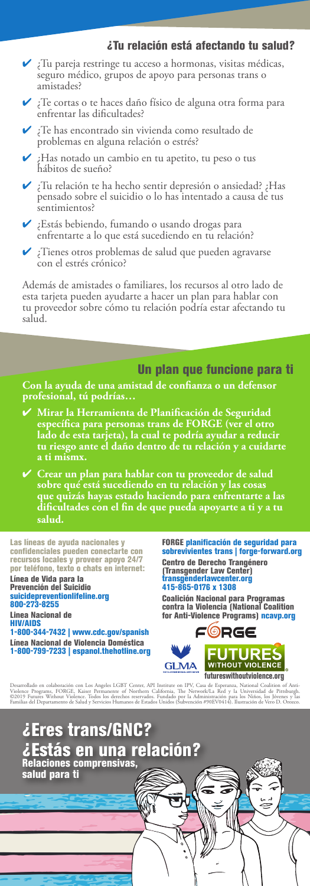## ¿Tu relación está afectando tu salud?

- ✔ ¿Tu pareja restringe tu acceso a hormonas, visitas médicas, seguro médico, grupos de apoyo para personas trans o amistades?
- ✔ ¿Te cortas o te haces daño físico de alguna otra forma para enfrentar las dificultades?
- ✔ ¿Te has encontrado sin vivienda como resultado de problemas en alguna relación o estrés?
- ✔ ¿Has notado un cambio en tu apetito, tu peso o tus hábitos de sueño?
- ✔ ¿Tu relación te ha hecho sentir depresión o ansiedad? ¿Has pensado sobre el suicidio o lo has intentado a causa de tus sentimientos?
- ✔ ¿Estás bebiendo, fumando o usando drogas para enfrentarte a lo que está sucediendo en tu relación?
- ✔ ¿Tienes otros problemas de salud que pueden agravarse con el estrés crónico?

Además de amistades o familiares, los recursos al otro lado de esta tarjeta pueden ayudarte a hacer un plan para hablar con tu proveedor sobre cómo tu relación podría estar afectando tu salud.

## Un plan que funcione para ti

**Con la ayuda de una amistad de confianza o un defensor profesional, tú podrías…**

- ✔ **Mirar la Herramienta de Planificación de Seguridad específica para personas trans de FORGE (ver el otro lado de esta tarjeta), la cual te podría ayudar a reducir tu riesgo ante el daño dentro de tu relación y a cuidarte a ti mismx.**
- ✔ **Crear un plan para hablar con tu proveedor de salud sobre qué está sucediendo en tu relación y las cosas que quizás hayas estado haciendo para enfrentarte a las dificultades con el fin de que pueda apoyarte a ti y a tu salud.**

**Las líneas de ayuda nacionales y confidenciales pueden conectarte con recursos locales y proveer apoyo 24/7 por teléfono, texto o chats en internet:**

**Línea de Vida para la Prevención del Suicidio**
suicidepreventionlifeline.org
800-273-8255

**Línea Nacional de HIV/AIDS**
1-800-344-7432 | www.cdc.gov/spanish

**Línea Nacional de Violencia Doméstica**
1-800-799-7233 | espanol.thehotline.org

**FORGE** planificación de seguridad para sobrevivientes trans | forge-forward.org

**Centro de Derecho Trangénero (Transgender Law Center)**
transgenderlawcenter.org
415-865-0176 x 1308

**Coalición Nacional para Programas contra la Violencia (National Coalition for Anti-Violence Programs)** ncavp.org

FORGE

GLMA

FUTURES WITHOUT VIOLENCE
futureswithoutviolence.org

Desarrollado en colaboración con Los Angeles LGBT Center, API Institute on IPV, Casa de Esperanza, National Coalition of Anti-Violence Programs, FORGE, Kaiser Permanente of Northern California, The Network/La Red y la Universidad de Pittsburgh. ©2019 Futures Without Violence. Todos los derechos reservados. Fundado por la Administración para los Niños, los Jóvenes y las Familias del Departamento de Salud y Servicios Humanos de Estados Unidos (Subvención #90EV0414). Ilustración de Vero D. Orozco.

# ¿Eres trans/GNC? ¿Estás en una relación?

**Relaciones comprensivas, salud para ti**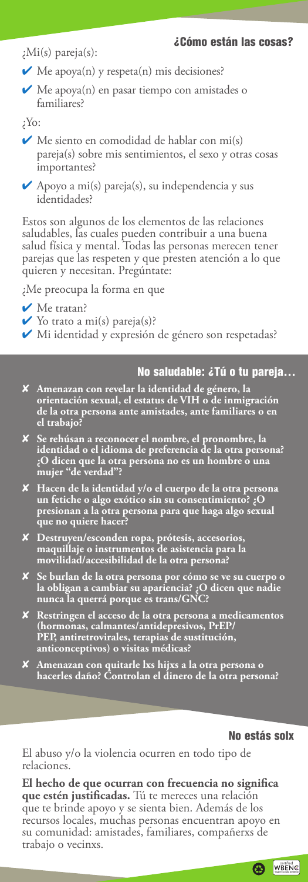## ¿Cómo están las cosas?

¿Mi(s) pareja(s):

- ✔ Me apoya(n) y respeta(n) mis decisiones?
- ✔ Me apoya(n) en pasar tiempo con amistades o familiares?

¿Yo:

- ✔ Me siento en comodidad de hablar con mi(s) pareja(s) sobre mis sentimientos, el sexo y otras cosas importantes?
- ✔ Apoyo a mi(s) pareja(s), su independencia y sus identidades?

Estos son algunos de los elementos de las relaciones saludables, las cuales pueden contribuir a una buena salud física y mental. Todas las personas merecen tener parejas que las respeten y que presten atención a lo que quieren y necesitan. Pregúntate:

¿Me preocupa la forma en que

- ✔ Me tratan?
- ✔ Yo trato a mi(s) pareja(s)?
- ✔ Mi identidad y expresión de género son respetadas?

## No saludable: ¿Tú o tu pareja…

- ✘ **Amenazan con revelar la identidad de género, la orientación sexual, el estatus de VIH o de inmigración de la otra persona ante amistades, ante familiares o en el trabajo?**
- ✘ **Se rehúsan a reconocer el nombre, el pronombre, la identidad o el idioma de preferencia de la otra persona? ¿O dicen que la otra persona no es un hombre o una mujer "de verdad"?**
- ✘ **Hacen de la identidad y/o el cuerpo de la otra persona un fetiche o algo exótico sin su consentimiento? ¿O presionan a la otra persona para que haga algo sexual que no quiere hacer?**
- ✘ **Destruyen/esconden ropa, prótesis, accesorios, maquillaje o instrumentos de asistencia para la movilidad/accesibilidad de la otra persona?**
- ✘ **Se burlan de la otra persona por cómo se ve su cuerpo o la obligan a cambiar su apariencia? ¿O dicen que nadie nunca la querrá porque es trans/GNC?**
- ✘ **Restringen el acceso de la otra persona a medicamentos (hormonas, calmantes/antidepresivos, PrEP/PEP, antiretrovirales, terapias de sustitución, anticonceptivos) o visitas médicas?**
- ✘ **Amenazan con quitarle lxs hijxs a la otra persona o hacerles daño? Controlan el dinero de la otra persona?**

## No estás solx

El abuso y/o la violencia ocurren en todo tipo de relaciones.

**El hecho de que ocurran con frecuencia no significa que estén justificadas.** Tú te mereces una relación que te brinde apoyo y se sienta bien. Además de los recursos locales, muchas personas encuentran apoyo en su comunidad: amistades, familiares, compañerxs de trabajo o vecinxs.